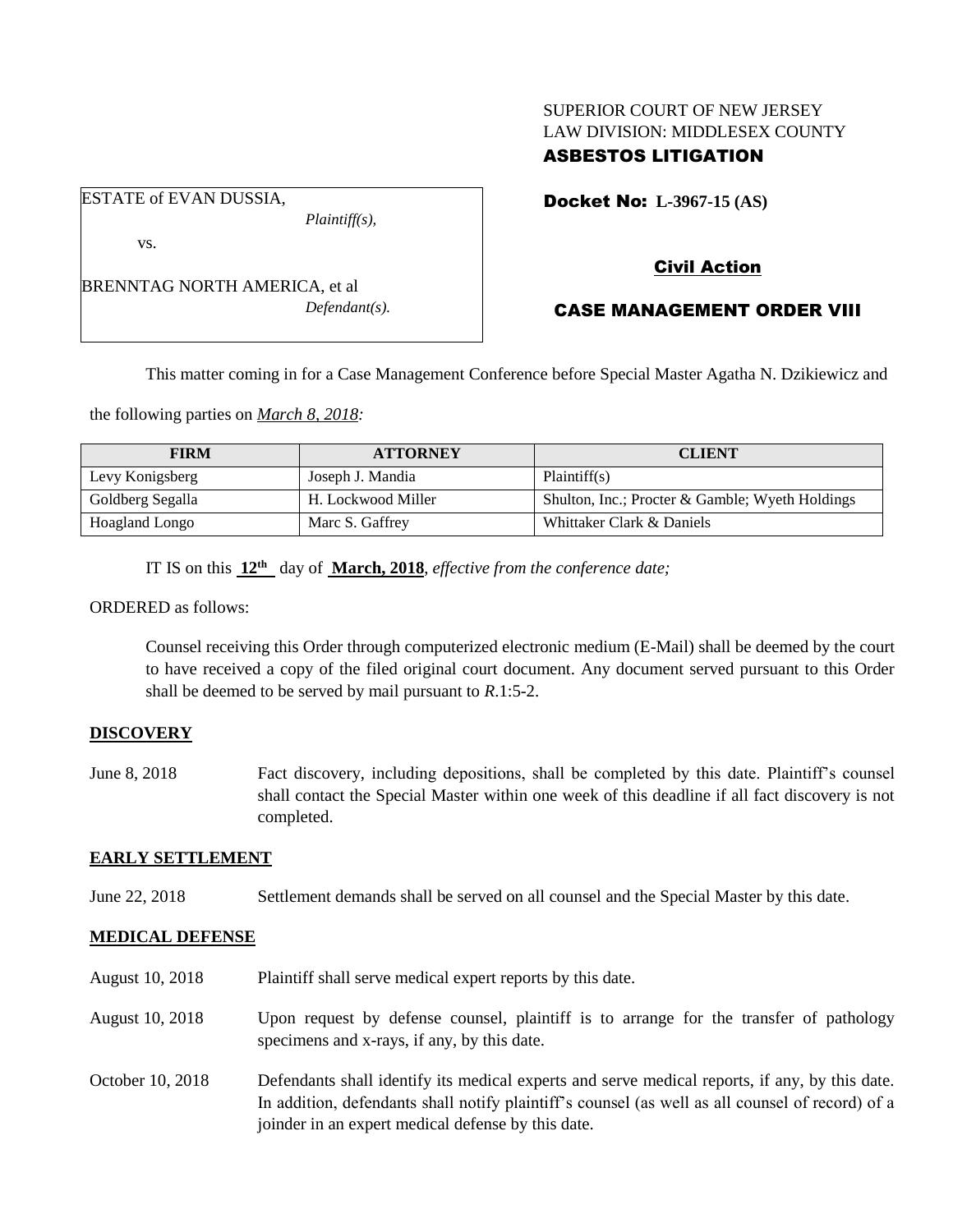SUPERIOR COURT OF NEW JERSEY
LAW DIVISION: MIDDLESEX COUNTY

**ASBESTOS LITIGATION**

ESTATE of EVAN DUSSIA,
*Plaintiff(s),*

vs.

BRENNTAG NORTH AMERICA, et al
*Defendant(s).*

**Docket No: L-3967-15 (AS)**

**Civil Action**

**CASE MANAGEMENT ORDER VIII**

This matter coming in for a Case Management Conference before Special Master Agatha N. Dzikiewicz and the following parties on *March 8, 2018:*

| FIRM | ATTORNEY | CLIENT |
| --- | --- | --- |
| Levy Konigsberg | Joseph J. Mandia | Plaintiff(s) |
| Goldberg Segalla | H. Lockwood Miller | Shulton, Inc.; Procter & Gamble; Wyeth Holdings |
| Hoagland Longo | Marc S. Gaffrey | Whittaker Clark & Daniels |

IT IS on this **12th** day of **March, 2018**, *effective from the conference date;*

ORDERED as follows:

Counsel receiving this Order through computerized electronic medium (E-Mail) shall be deemed by the court to have received a copy of the filed original court document. Any document served pursuant to this Order shall be deemed to be served by mail pursuant to *R*.1:5-2.

**DISCOVERY**

June 8, 2018 — Fact discovery, including depositions, shall be completed by this date. Plaintiff's counsel shall contact the Special Master within one week of this deadline if all fact discovery is not completed.

**EARLY SETTLEMENT**

June 22, 2018 — Settlement demands shall be served on all counsel and the Special Master by this date.

**MEDICAL DEFENSE**

August 10, 2018 — Plaintiff shall serve medical expert reports by this date.

August 10, 2018 — Upon request by defense counsel, plaintiff is to arrange for the transfer of pathology specimens and x-rays, if any, by this date.

October 10, 2018 — Defendants shall identify its medical experts and serve medical reports, if any, by this date. In addition, defendants shall notify plaintiff's counsel (as well as all counsel of record) of a joinder in an expert medical defense by this date.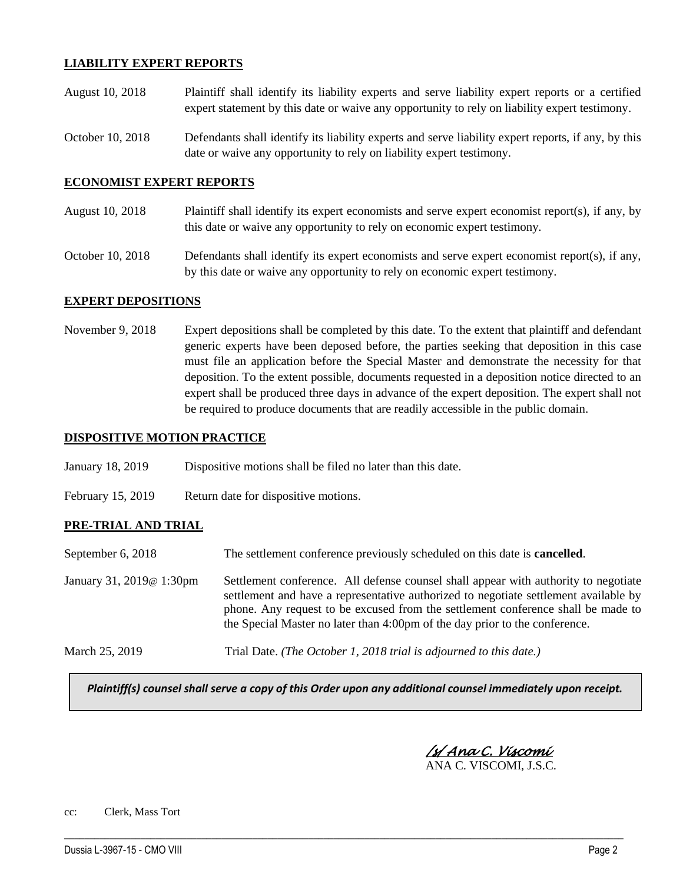**LIABILITY EXPERT REPORTS**

| | |
|---|---|
| August 10, 2018 | Plaintiff shall identify its liability experts and serve liability expert reports or a certified expert statement by this date or waive any opportunity to rely on liability expert testimony. |
| October 10, 2018 | Defendants shall identify its liability experts and serve liability expert reports, if any, by this date or waive any opportunity to rely on liability expert testimony. |

**ECONOMIST EXPERT REPORTS**

| | |
|---|---|
| August 10, 2018 | Plaintiff shall identify its expert economists and serve expert economist report(s), if any, by this date or waive any opportunity to rely on economic expert testimony. |
| October 10, 2018 | Defendants shall identify its expert economists and serve expert economist report(s), if any, by this date or waive any opportunity to rely on economic expert testimony. |

**EXPERT DEPOSITIONS**

| | |
|---|---|
| November 9, 2018 | Expert depositions shall be completed by this date. To the extent that plaintiff and defendant generic experts have been deposed before, the parties seeking that deposition in this case must file an application before the Special Master and demonstrate the necessity for that deposition. To the extent possible, documents requested in a deposition notice directed to an expert shall be produced three days in advance of the expert deposition. The expert shall not be required to produce documents that are readily accessible in the public domain. |

**DISPOSITIVE MOTION PRACTICE**

| | |
|---|---|
| January 18, 2019 | Dispositive motions shall be filed no later than this date. |
| February 15, 2019 | Return date for dispositive motions. |

**PRE-TRIAL AND TRIAL**

| | |
|---|---|
| September 6, 2018 | The settlement conference previously scheduled on this date is **cancelled**. |
| January 31, 2019@ 1:30pm | Settlement conference. All defense counsel shall appear with authority to negotiate settlement and have a representative authorized to negotiate settlement available by phone. Any request to be excused from the settlement conference shall be made to the Special Master no later than 4:00pm of the day prior to the conference. |
| March 25, 2019 | Trial Date. *(The October 1, 2018 trial is adjourned to this date.)* |

***Plaintiff(s) counsel shall serve a copy of this Order upon any additional counsel immediately upon receipt.***

/s/ Ana C. Viscomi
ANA C. VISCOMI, J.S.C.

cc: Clerk, Mass Tort